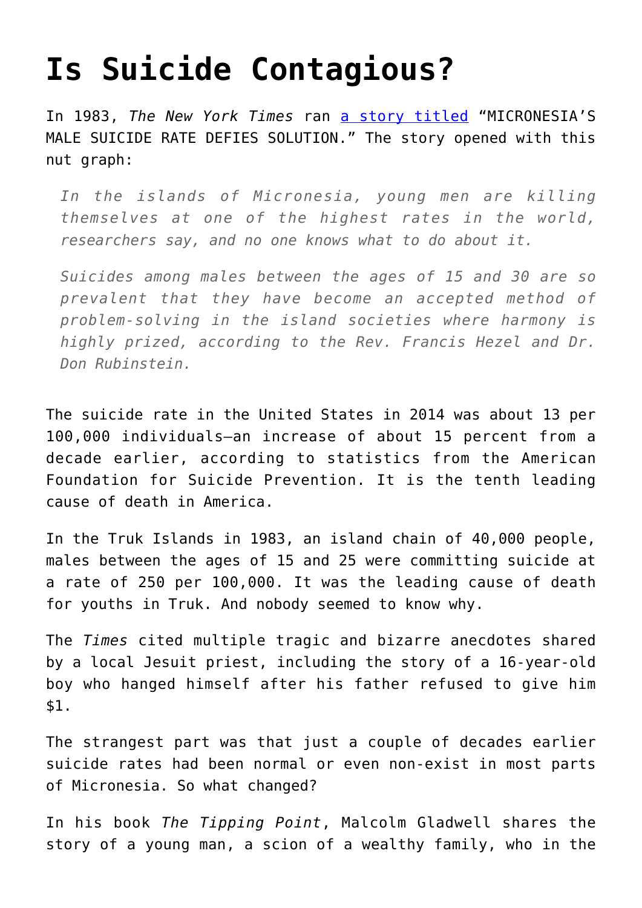# Is Suicide Contagious?

In 1983, *The New York Times* ran [a story titled](a story titled) “MICRONESIA’S MALE SUICIDE RATE DEFIES SOLUTION.” The story opened with this nut graph:

> *In the islands of Micronesia, young men are killing themselves at one of the highest rates in the world, researchers say, and no one knows what to do about it.*
>
> *Suicides among males between the ages of 15 and 30 are so prevalent that they have become an accepted method of problem-solving in the island societies where harmony is highly prized, according to the Rev. Francis Hezel and Dr. Don Rubinstein.*

The suicide rate in the United States in 2014 was about 13 per 100,000 individuals—an increase of about 15 percent from a decade earlier, according to statistics from the American Foundation for Suicide Prevention. It is the tenth leading cause of death in America.

In the Truk Islands in 1983, an island chain of 40,000 people, males between the ages of 15 and 25 were committing suicide at a rate of 250 per 100,000. It was the leading cause of death for youths in Truk. And nobody seemed to know why.

The *Times* cited multiple tragic and bizarre anecdotes shared by a local Jesuit priest, including the story of a 16-year-old boy who hanged himself after his father refused to give him $1.

The strangest part was that just a couple of decades earlier suicide rates had been normal or even non-exist in most parts of Micronesia. So what changed?

In his book *The Tipping Point*, Malcolm Gladwell shares the story of a young man, a scion of a wealthy family, who in the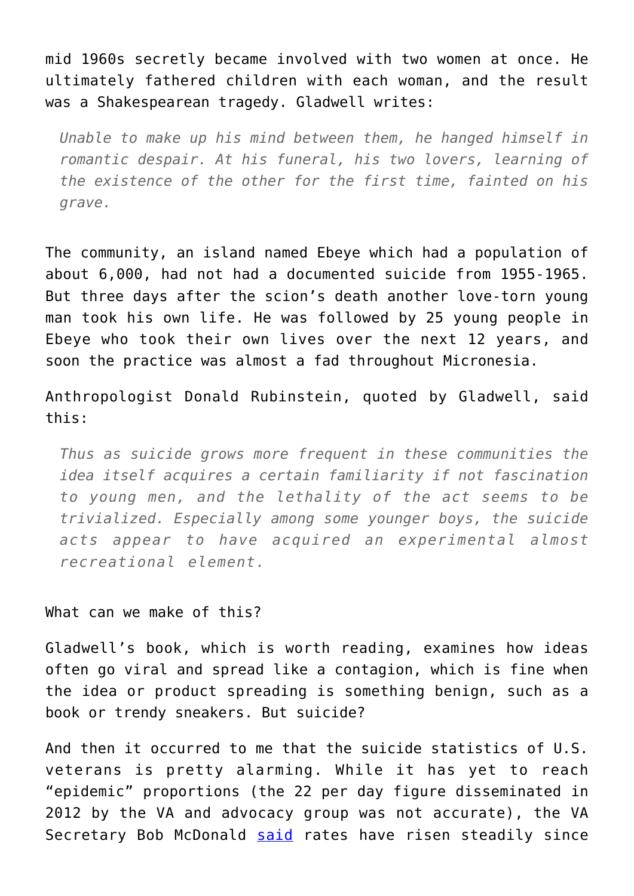mid 1960s secretly became involved with two women at once. He ultimately fathered children with each woman, and the result was a Shakespearean tragedy. Gladwell writes:

> *Unable to make up his mind between them, he hanged himself in romantic despair. At his funeral, his two lovers, learning of the existence of the other for the first time, fainted on his grave.*

The community, an island named Ebeye which had a population of about 6,000, had not had a documented suicide from 1955-1965. But three days after the scion's death another love-torn young man took his own life. He was followed by 25 young people in Ebeye who took their own lives over the next 12 years, and soon the practice was almost a fad throughout Micronesia.

Anthropologist Donald Rubinstein, quoted by Gladwell, said this:

> *Thus as suicide grows more frequent in these communities the idea itself acquires a certain familiarity if not fascination to young men, and the lethality of the act seems to be trivialized. Especially among some younger boys, the suicide acts appear to have acquired an experimental almost recreational element.*

What can we make of this?

Gladwell's book, which is worth reading, examines how ideas often go viral and spread like a contagion, which is fine when the idea or product spreading is something benign, such as a book or trendy sneakers. But suicide?

And then it occurred to me that the suicide statistics of U.S. veterans is pretty alarming. While it has yet to reach "epidemic" proportions (the 22 per day figure disseminated in 2012 by the VA and advocacy group was not accurate), the VA Secretary Bob McDonald [said](said) rates have risen steadily since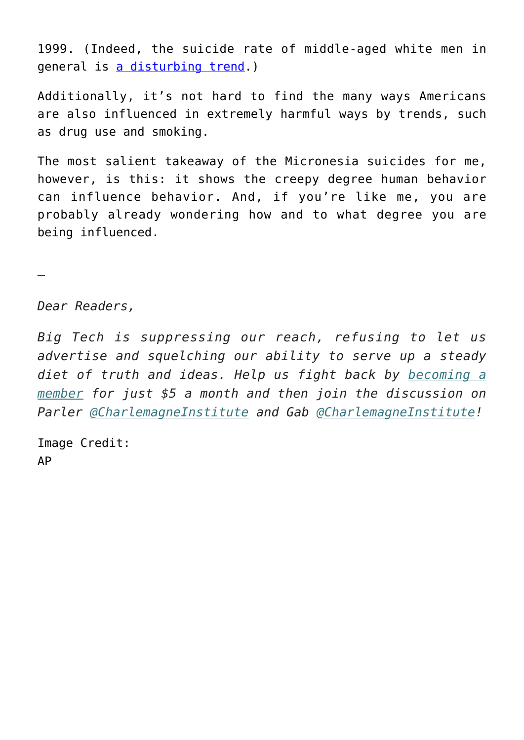1999. (Indeed, the suicide rate of middle-aged white men in general is a disturbing trend.)

Additionally, it's not hard to find the many ways Americans are also influenced in extremely harmful ways by trends, such as drug use and smoking.

The most salient takeaway of the Micronesia suicides for me, however, is this: it shows the creepy degree human behavior can influence behavior. And, if you're like me, you are probably already wondering how and to what degree you are being influenced.

—

*Dear Readers,*

*Big Tech is suppressing our reach, refusing to let us advertise and squelching our ability to serve up a steady diet of truth and ideas. Help us fight back by becoming a member for just $5 a month and then join the discussion on Parler @CharlemagneInstitute and Gab @CharlemagneInstitute!*

Image Credit:
AP